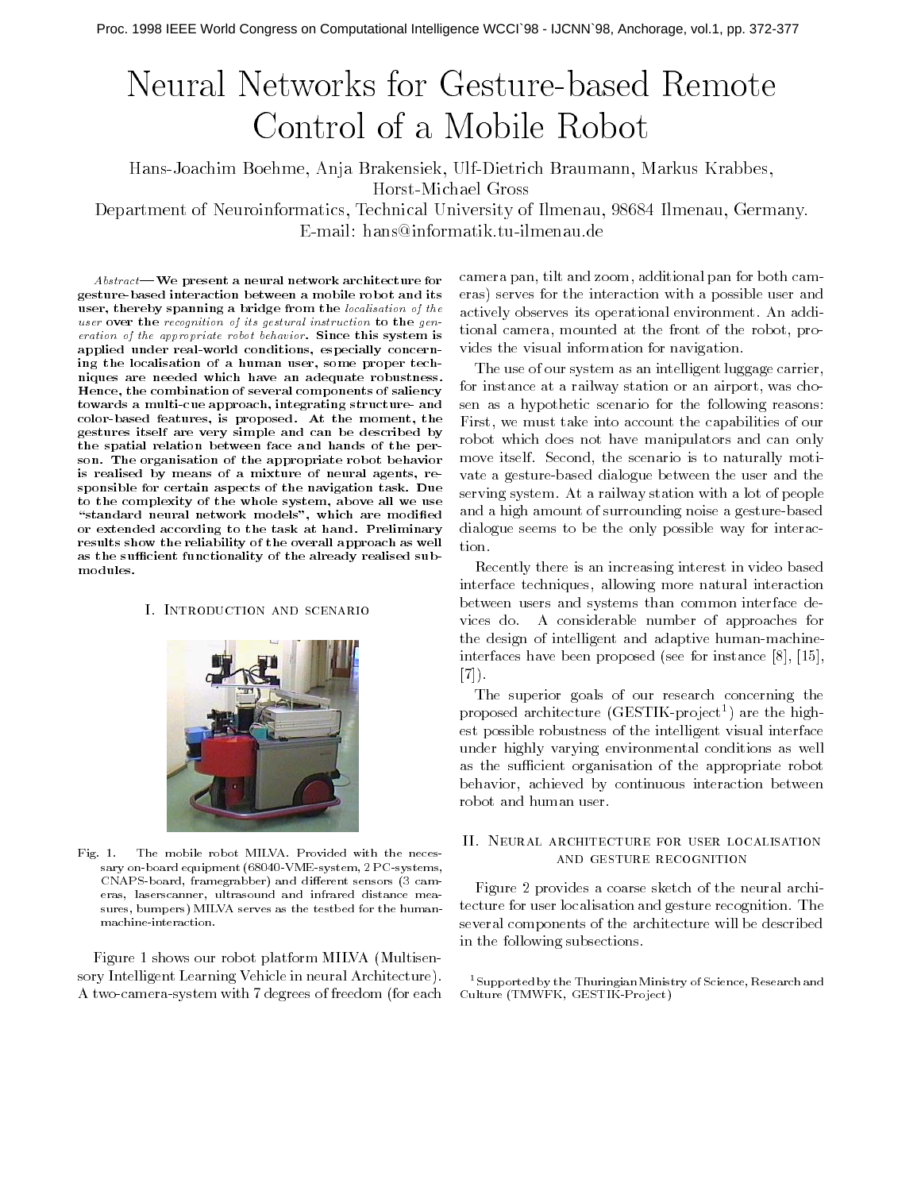# Neural Networks for Gesture-based Remote Control of a Mobile Robot

Hans-Joachim Boehme, Anja Brakensiek, Ulf-Dietrich Braumann, Markus Krabbes, Horst-Michael Gross

Department of Neuroinformatics, Technical University of Ilmenau, 98684 Ilmenau, Germany.

E-mail: hans@informatik.tu-ilmenau.de

***Abstract*— We present a neural network architecture for gesture-based interaction between a mobile robot and its user, thereby spanning a bridge from the *localisation of the user* over the *recognition of its gestural instruction* to the *generation of the appropriate robot behavior*. Since this system is applied under real-world conditions, especially concerning the localisation of a human user, some proper techniques are needed which have an adequate robustness. Hence, the combination of several components of saliency towards a multi-cue approach, integrating structure- and color-based features, is proposed. At the moment, the gestures itself are very simple and can be described by the spatial relation between face and hands of the person. The organisation of the appropriate robot behavior is realised by means of a mixture of neural agents, responsible for certain aspects of the navigation task. Due to the complexity of the whole system, above all we use "standard neural network models", which are modified or extended according to the task at hand. Preliminary results show the reliability of the overall approach as well as the sufficient functionality of the already realised submodules.**

## I. Introduction and scenario

Fig. 1. The mobile robot MILVA. Provided with the necessary on-board equipment (68040-VME-system, 2 PC-systems, CNAPS-board, framegrabber) and different sensors (3 cameras, laserscanner, ultrasound and infrared distance measures, bumpers) MILVA serves as the testbed for the human-machine-interaction.

Figure 1 shows our robot platform MILVA (Multisensory Intelligent Learning Vehicle in neural Architecture). A two-camera-system with 7 degrees of freedom (for each camera pan, tilt and zoom, additional pan for both cameras) serves for the interaction with a possible user and actively observes its operational environment. An additional camera, mounted at the front of the robot, provides the visual information for navigation.

The use of our system as an intelligent luggage carrier, for instance at a railway station or an airport, was chosen as a hypothetic scenario for the following reasons: First, we must take into account the capabilities of our robot which does not have manipulators and can only move itself. Second, the scenario is to naturally motivate a gesture-based dialogue between the user and the serving system. At a railway station with a lot of people and a high amount of surrounding noise a gesture-based dialogue seems to be the only possible way for interaction.

Recently there is an increasing interest in video based interface techniques, allowing more natural interaction between users and systems than common interface devices do. A considerable number of approaches for the design of intelligent and adaptive human-machine-interfaces have been proposed (see for instance [8], [15], [7]).

The superior goals of our research concerning the proposed architecture (GESTIK-project[1]) are the highest possible robustness of the intelligent visual interface under highly varying environmental conditions as well as the sufficient organisation of the appropriate robot behavior, achieved by continuous interaction between robot and human user.

## II. Neural architecture for user localisation and gesture recognition

Figure 2 provides a coarse sketch of the neural architecture for user localisation and gesture recognition. The several components of the architecture will be described in the following subsections.

[1] Supported by the Thuringian Ministry of Science, Research and Culture (TMWFK, GESTIK-Project)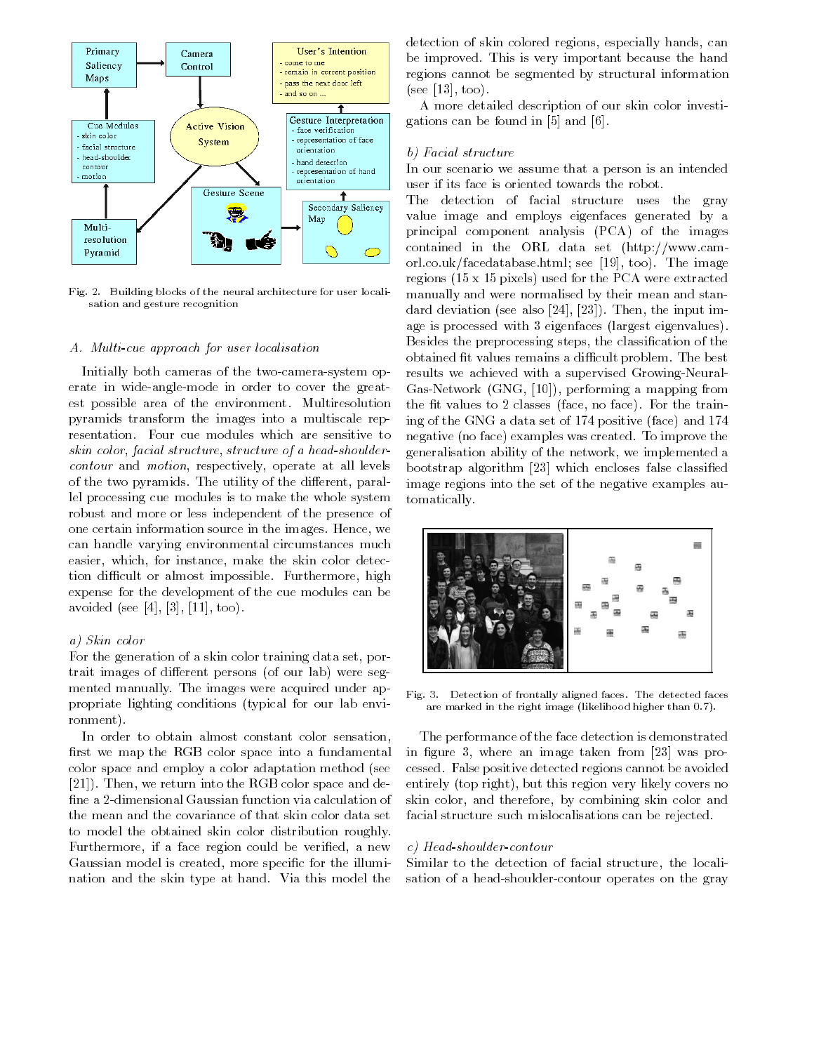Primary Saliency Maps

Camera Control

User's Intention
- come to me
- remain in current position
- pass the next door left
- and so on ...

Cue Modules
- skin color
- facial structure
- head-shoulder contour
- motion

Active Vision System

Gesture Interpretation
- face verification
- representation of face orientation
- hand detection
- representation of hand orientation

Gesture Scene

Secondary Saliency Map

Multi-resolution Pyramid

Fig. 2. Building blocks of the neural architecture for user localisation and gesture recognition

### A. Multi-cue approach for user localisation

Initially both cameras of the two-camera-system operate in wide-angle-mode in order to cover the greatest possible area of the environment. Multiresolution pyramids transform the images into a multiscale representation. Four cue modules which are sensitive to *skin color*, *facial structure*, *structure of a head-shoulder-contour* and *motion*, respectively, operate at all levels of the two pyramids. The utility of the different, parallel processing cue modules is to make the whole system robust and more or less independent of the presence of one certain information source in the images. Hence, we can handle varying environmental circumstances much easier, which, for instance, make the skin color detection difficult or almost impossible. Furthermore, high expense for the development of the cue modules can be avoided (see [4], [3], [11], too).

#### a) Skin color

For the generation of a skin color training data set, portrait images of different persons (of our lab) were segmented manually. The images were acquired under appropriate lighting conditions (typical for our lab environment).

In order to obtain almost constant color sensation, first we map the RGB color space into a fundamental color space and employ a color adaptation method (see [21]). Then, we return into the RGB color space and define a 2-dimensional Gaussian function via calculation of the mean and the covariance of that skin color data set to model the obtained skin color distribution roughly. Furthermore, if a face region could be verified, a new Gaussian model is created, more specific for the illumination and the skin type at hand. Via this model the detection of skin colored regions, especially hands, can be improved. This is very important because the hand regions cannot be segmented by structural information (see [13], too).

A more detailed description of our skin color investigations can be found in [5] and [6].

#### b) Facial structure

In our scenario we assume that a person is an intended user if its face is oriented towards the robot.

The detection of facial structure uses the gray value image and employs eigenfaces generated by a principal component analysis (PCA) of the images contained in the ORL data set (http://www.cam-orl.co.uk/facedatabase.html; see [19], too). The image regions (15 x 15 pixels) used for the PCA were extracted manually and were normalised by their mean and standard deviation (see also [24], [23]). Then, the input image is processed with 3 eigenfaces (largest eigenvalues). Besides the preprocessing steps, the classification of the obtained fit values remains a difficult problem. The best results we achieved with a supervised Growing-Neural-Gas-Network (GNG, [10]), performing a mapping from the fit values to 2 classes (face, no face). For the training of the GNG a data set of 174 positive (face) and 174 negative (no face) examples was created. To improve the generalisation ability of the network, we implemented a bootstrap algorithm [23] which encloses false classified image regions into the set of the negative examples automatically.

Fig. 3. Detection of frontally aligned faces. The detected faces are marked in the right image (likelihood higher than 0.7).

The performance of the face detection is demonstrated in figure 3, where an image taken from [23] was processed. False positive detected regions cannot be avoided entirely (top right), but this region very likely covers no skin color, and therefore, by combining skin color and facial structure such mislocalisations can be rejected.

#### c) Head-shoulder-contour

Similar to the detection of facial structure, the localisation of a head-shoulder-contour operates on the gray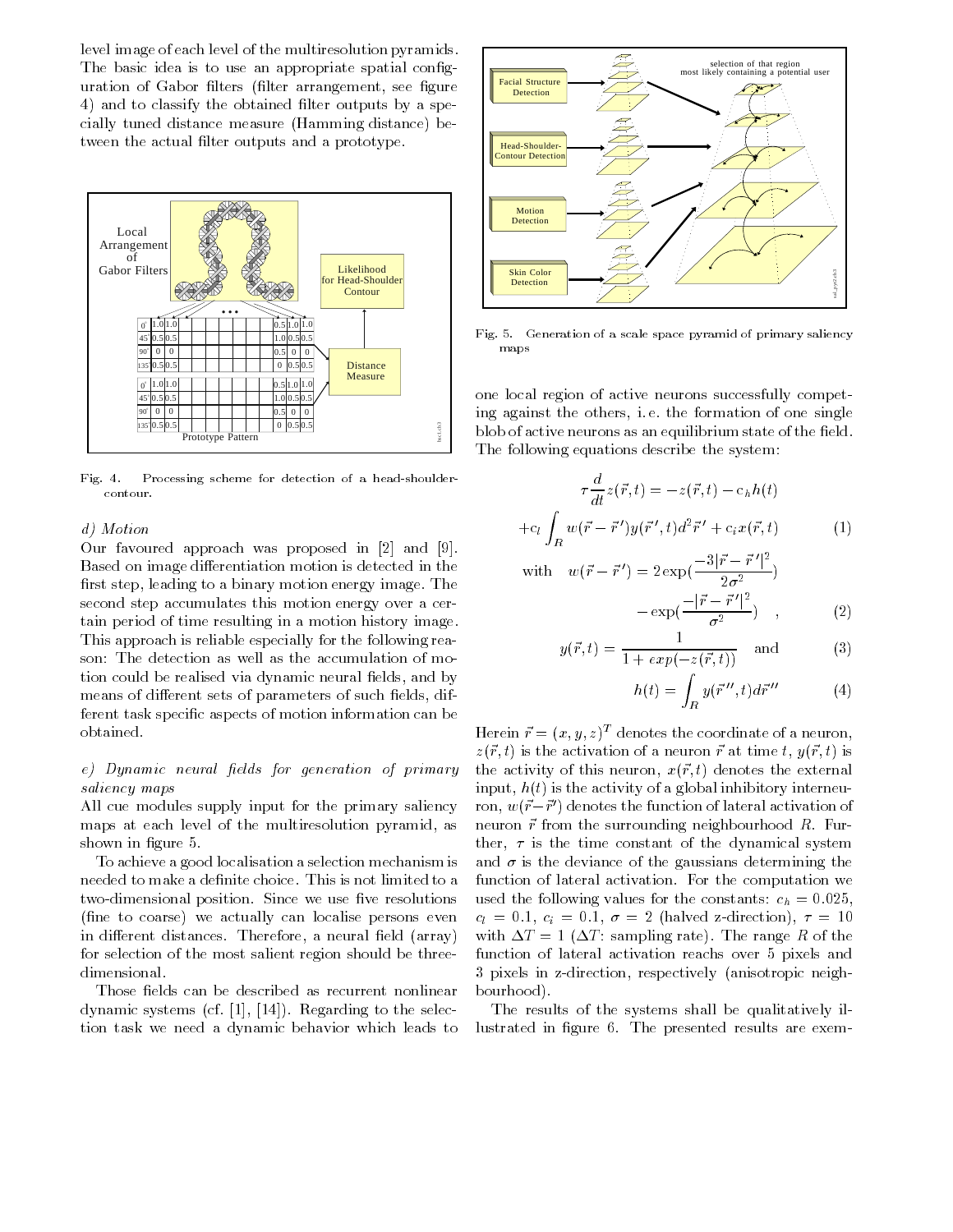level image of each level of the multiresolution pyramids. The basic idea is to use an appropriate spatial configuration of Gabor filters (filter arrangement, see figure 4) and to classify the obtained filter outputs by a specially tuned distance measure (Hamming distance) between the actual filter outputs and a prototype.

Fig. 4. Processing scheme for detection of a head-shoulder-contour.

*d) Motion*

Our favoured approach was proposed in [2] and [9]. Based on image differentiation motion is detected in the first step, leading to a binary motion energy image. The second step accumulates this motion energy over a certain period of time resulting in a motion history image. This approach is reliable especially for the following reason: The detection as well as the accumulation of motion could be realised via dynamic neural fields, and by means of different sets of parameters of such fields, different task specific aspects of motion information can be obtained.

*e) Dynamic neural fields for generation of primary saliency maps*

All cue modules supply input for the primary saliency maps at each level of the multiresolution pyramid, as shown in figure 5.

To achieve a good localisation a selection mechanism is needed to make a definite choice. This is not limited to a two-dimensional position. Since we use five resolutions (fine to coarse) we actually can localise persons even in different distances. Therefore, a neural field (array) for selection of the most salient region should be three-dimensional.

Those fields can be described as recurrent nonlinear dynamic systems (cf. [1], [14]). Regarding to the selection task we need a dynamic behavior which leads to

Fig. 5. Generation of a scale space pyramid of primary saliency maps

one local region of active neurons successfully competing against the others, i. e. the formation of one single blob of active neurons as an equilibrium state of the field. The following equations describe the system:

$$\tau \frac{d}{dt} z(\vec{r}, t) = -z(\vec{r}, t) - c_h h(t)$$

$$+ c_l \int_R w(\vec{r} - \vec{r}\,') y(\vec{r}\,', t) d^2\vec{r}\,' + c_i x(\vec{r}, t) \tag{1}$$

$$\text{with} \quad w(\vec{r} - \vec{r}\,') = 2 \exp\left(\frac{-3|\vec{r} - \vec{r}\,'|^2}{2\sigma^2}\right) - \exp\left(\frac{-|\vec{r} - \vec{r}\,'|^2}{\sigma^2}\right) \quad , \tag{2}$$

$$y(\vec{r}, t) = \frac{1}{1 + exp(-z(\vec{r}, t))} \quad \text{and} \tag{3}$$

$$h(t) = \int_R y(\vec{r}\,'', t) d\vec{r}\,'' \tag{4}$$

Herein $\vec{r} = (x, y, z)^T$ denotes the coordinate of a neuron, $z(\vec{r}, t)$ is the activation of a neuron $\vec{r}$ at time $t$, $y(\vec{r}, t)$ is the activity of this neuron, $x(\vec{r}, t)$ denotes the external input, $h(t)$ is the activity of a global inhibitory interneuron, $w(\vec{r} - \vec{r}\,')$ denotes the function of lateral activation of neuron $\vec{r}$ from the surrounding neighbourhood $R$. Further, $\tau$ is the time constant of the dynamical system and $\sigma$ is the deviance of the gaussians determining the function of lateral activation. For the computation we used the following values for the constants: $c_h = 0.025$, $c_l = 0.1$, $c_i = 0.1$, $\sigma = 2$ (halved z-direction), $\tau = 10$ with $\Delta T = 1$ ($\Delta T$: sampling rate). The range $R$ of the function of lateral activation reachs over 5 pixels and 3 pixels in z-direction, respectively (anisotropic neighbourhood).

The results of the systems shall be qualitatively illustrated in figure 6. The presented results are exem-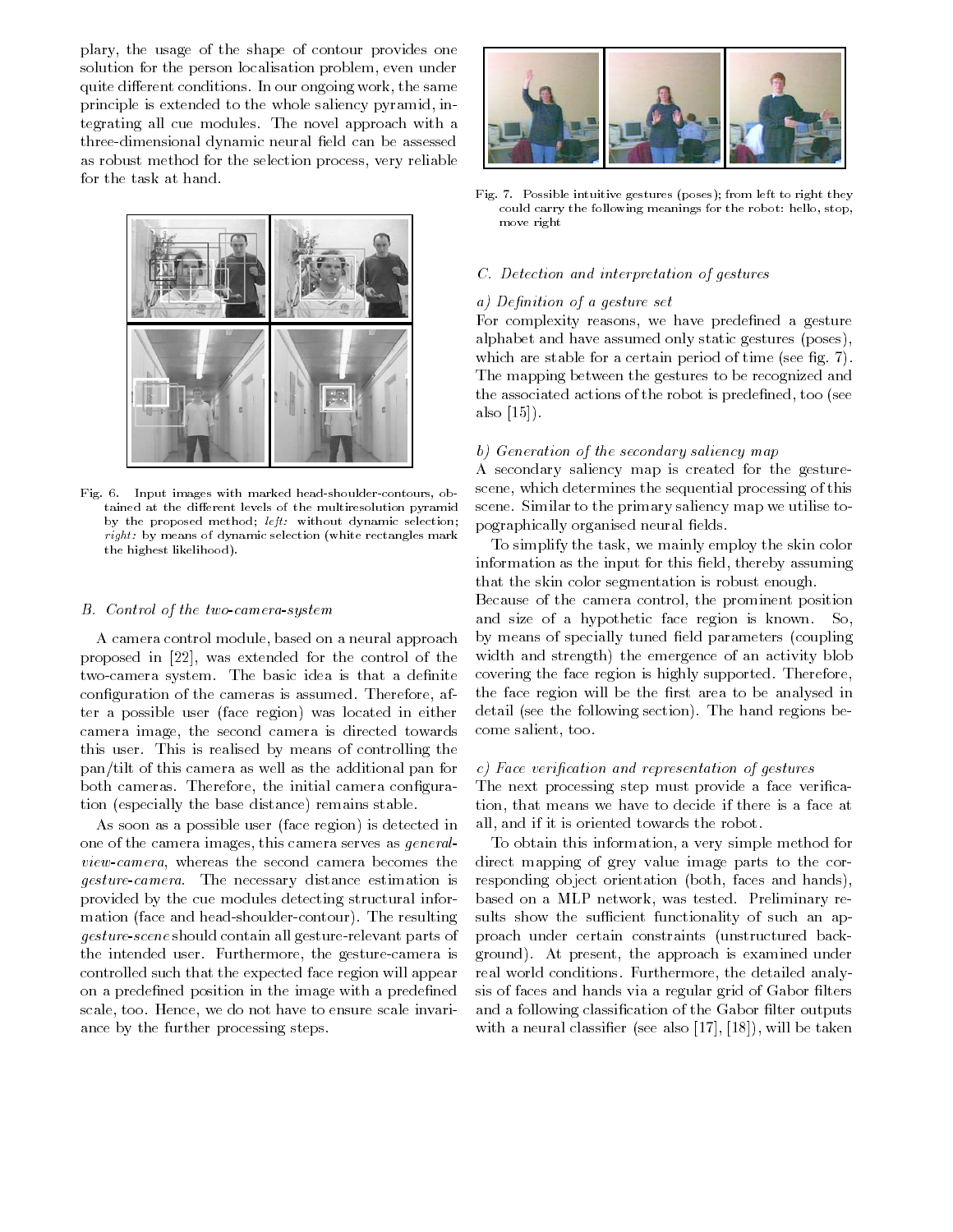plary, the usage of the shape of contour provides one solution for the person localisation problem, even under quite different conditions. In our ongoing work, the same principle is extended to the whole saliency pyramid, integrating all cue modules. The novel approach with a three-dimensional dynamic neural field can be assessed as robust method for the selection process, very reliable for the task at hand.

Fig. 6. Input images with marked head-shoulder-contours, obtained at the different levels of the multiresolution pyramid by the proposed method; *left:* without dynamic selection; *right:* by means of dynamic selection (white rectangles mark the highest likelihood).

### B. Control of the two-camera-system

A camera control module, based on a neural approach proposed in [22], was extended for the control of the two-camera system. The basic idea is that a definite configuration of the cameras is assumed. Therefore, after a possible user (face region) was located in either camera image, the second camera is directed towards this user. This is realised by means of controlling the pan/tilt of this camera as well as the additional pan for both cameras. Therefore, the initial camera configuration (especially the base distance) remains stable.

As soon as a possible user (face region) is detected in one of the camera images, this camera serves as *general-view-camera*, whereas the second camera becomes the *gesture-camera*. The necessary distance estimation is provided by the cue modules detecting structural information (face and head-shoulder-contour). The resulting *gesture-scene* should contain all gesture-relevant parts of the intended user. Furthermore, the gesture-camera is controlled such that the expected face region will appear on a predefined position in the image with a predefined scale, too. Hence, we do not have to ensure scale invariance by the further processing steps.

Fig. 7. Possible intuitive gestures (poses); from left to right they could carry the following meanings for the robot: hello, stop, move right

### C. Detection and interpretation of gestures

#### a) Definition of a gesture set

For complexity reasons, we have predefined a gesture alphabet and have assumed only static gestures (poses), which are stable for a certain period of time (see fig. 7). The mapping between the gestures to be recognized and the associated actions of the robot is predefined, too (see also [15]).

#### b) Generation of the secondary saliency map

A secondary saliency map is created for the gesture-scene, which determines the sequential processing of this scene. Similar to the primary saliency map we utilise topographically organised neural fields.

To simplify the task, we mainly employ the skin color information as the input for this field, thereby assuming that the skin color segmentation is robust enough.
Because of the camera control, the prominent position and size of a hypothetic face region is known. So, by means of specially tuned field parameters (coupling width and strength) the emergence of an activity blob covering the face region is highly supported. Therefore, the face region will be the first area to be analysed in detail (see the following section). The hand regions become salient, too.

#### c) Face verification and representation of gestures

The next processing step must provide a face verification, that means we have to decide if there is a face at all, and if it is oriented towards the robot.

To obtain this information, a very simple method for direct mapping of grey value image parts to the corresponding object orientation (both, faces and hands), based on a MLP network, was tested. Preliminary results show the sufficient functionality of such an approach under certain constraints (unstructured background). At present, the approach is examined under real world conditions. Furthermore, the detailed analysis of faces and hands via a regular grid of Gabor filters and a following classification of the Gabor filter outputs with a neural classifier (see also [17], [18]), will be taken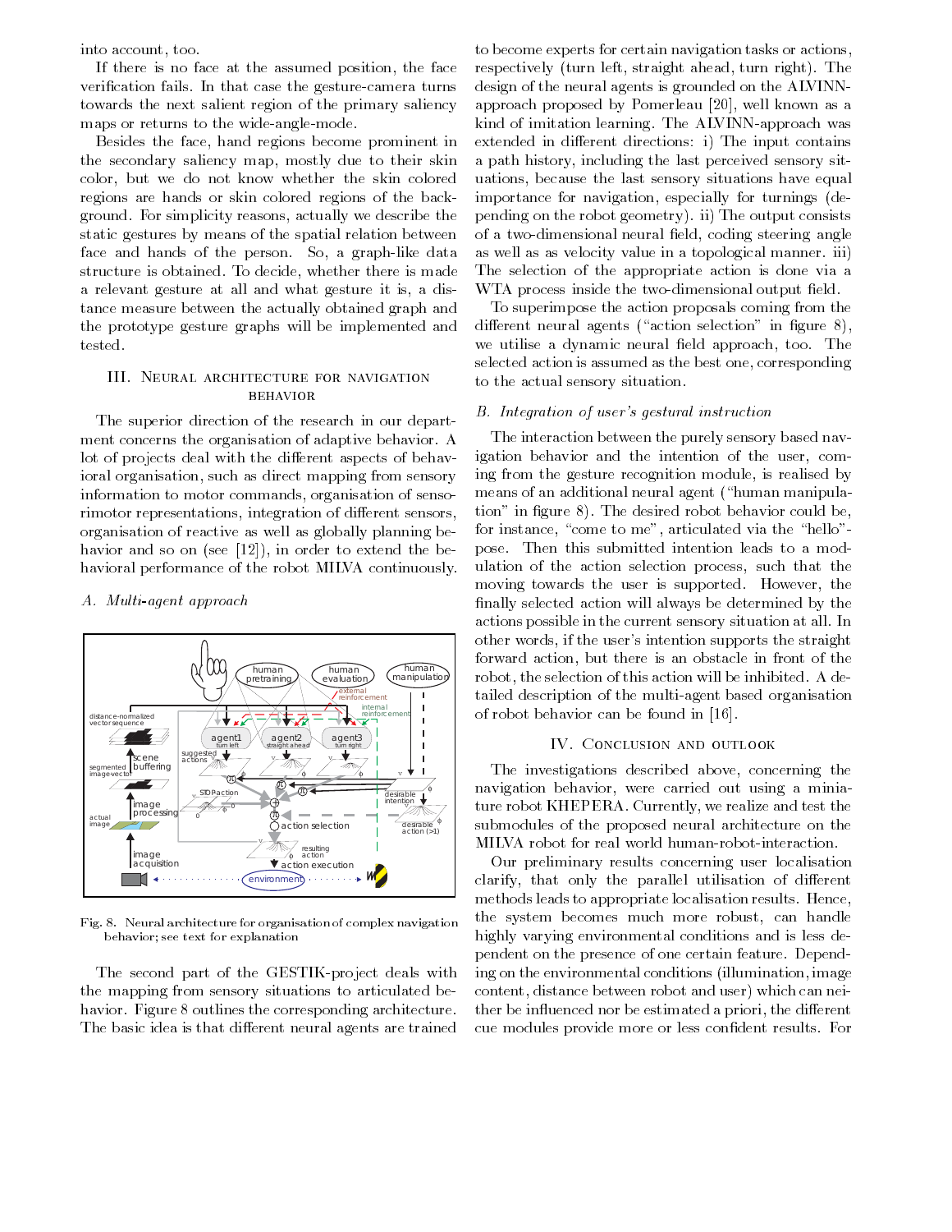into account, too.

If there is no face at the assumed position, the face verification fails. In that case the gesture-camera turns towards the next salient region of the primary saliency maps or returns to the wide-angle-mode.

Besides the face, hand regions become prominent in the secondary saliency map, mostly due to their skin color, but we do not know whether the skin colored regions are hands or skin colored regions of the background. For simplicity reasons, actually we describe the static gestures by means of the spatial relation between face and hands of the person. So, a graph-like data structure is obtained. To decide, whether there is made a relevant gesture at all and what gesture it is, a distance measure between the actually obtained graph and the prototype gesture graphs will be implemented and tested.

## III. Neural architecture for navigation behavior

The superior direction of the research in our department concerns the organisation of adaptive behavior. A lot of projects deal with the different aspects of behavioral organisation, such as direct mapping from sensory information to motor commands, organisation of sensorimotor representations, integration of different sensors, organisation of reactive as well as globally planning behavior and so on (see [12]), in order to extend the behavioral performance of the robot MILVA continuously.

### A. Multi-agent approach

Fig. 8. Neural architecture for organisation of complex navigation behavior; see text for explanation

The second part of the GESTIK-project deals with the mapping from sensory situations to articulated behavior. Figure 8 outlines the corresponding architecture. The basic idea is that different neural agents are trained to become experts for certain navigation tasks or actions, respectively (turn left, straight ahead, turn right). The design of the neural agents is grounded on the ALVINN-approach proposed by Pomerleau [20], well known as a kind of imitation learning. The ALVINN-approach was extended in different directions: i) The input contains a path history, including the last perceived sensory situations, because the last sensory situations have equal importance for navigation, especially for turnings (depending on the robot geometry). ii) The output consists of a two-dimensional neural field, coding steering angle as well as as velocity value in a topological manner. iii) The selection of the appropriate action is done via a WTA process inside the two-dimensional output field.

To superimpose the action proposals coming from the different neural agents ("action selection" in figure 8), we utilise a dynamic neural field approach, too. The selected action is assumed as the best one, corresponding to the actual sensory situation.

### B. Integration of user's gestural instruction

The interaction between the purely sensory based navigation behavior and the intention of the user, coming from the gesture recognition module, is realised by means of an additional neural agent ("human manipulation" in figure 8). The desired robot behavior could be, for instance, "come to me", articulated via the "hello"-pose. Then this submitted intention leads to a modulation of the action selection process, such that the moving towards the user is supported. However, the finally selected action will always be determined by the actions possible in the current sensory situation at all. In other words, if the user's intention supports the straight forward action, but there is an obstacle in front of the robot, the selection of this action will be inhibited. A detailed description of the multi-agent based organisation of robot behavior can be found in [16].

## IV. Conclusion and outlook

The investigations described above, concerning the navigation behavior, were carried out using a miniature robot KHEPERA. Currently, we realize and test the submodules of the proposed neural architecture on the MILVA robot for real world human-robot-interaction.

Our preliminary results concerning user localisation clarify, that only the parallel utilisation of different methods leads to appropriate localisation results. Hence, the system becomes much more robust, can handle highly varying environmental conditions and is less dependent on the presence of one certain feature. Depending on the environmental conditions (illumination, image content, distance between robot and user) which can neither be influenced nor be estimated a priori, the different cue modules provide more or less confident results. For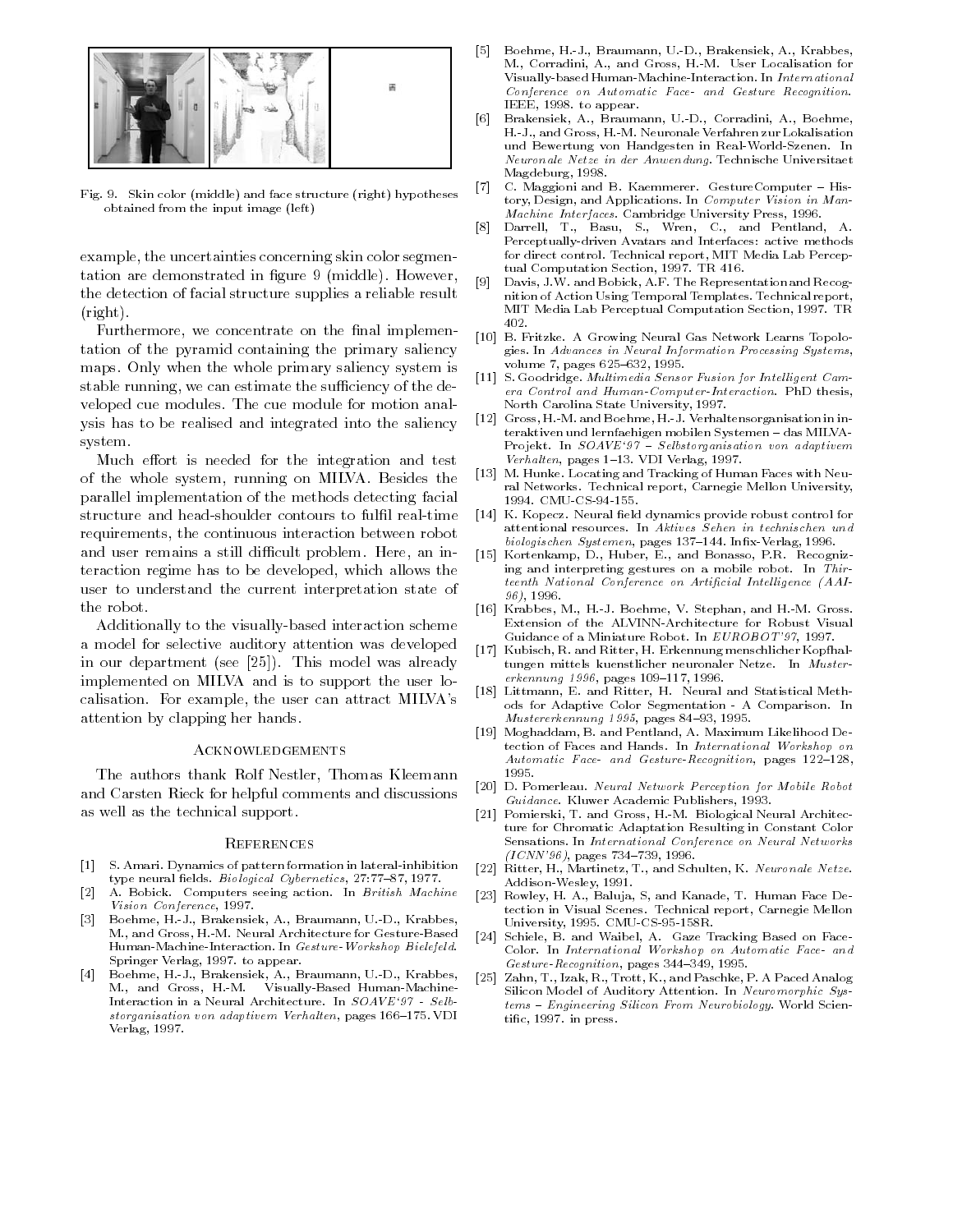Fig. 9. Skin color (middle) and face structure (right) hypotheses obtained from the input image (left)

example, the uncertainties concerning skin color segmentation are demonstrated in figure 9 (middle). However, the detection of facial structure supplies a reliable result (right).

Furthermore, we concentrate on the final implementation of the pyramid containing the primary saliency maps. Only when the whole primary saliency system is stable running, we can estimate the sufficiency of the developed cue modules. The cue module for motion analysis has to be realised and integrated into the saliency system.

Much effort is needed for the integration and test of the whole system, running on MILVA. Besides the parallel implementation of the methods detecting facial structure and head-shoulder contours to fulfil real-time requirements, the continuous interaction between robot and user remains a still difficult problem. Here, an interaction regime has to be developed, which allows the user to understand the current interpretation state of the robot.

Additionally to the visually-based interaction scheme a model for selective auditory attention was developed in our department (see [25]). This model was already implemented on MILVA and is to support the user localisation. For example, the user can attract MILVA's attention by clapping her hands.

## Acknowledgements

The authors thank Rolf Nestler, Thomas Kleemann and Carsten Rieck for helpful comments and discussions as well as the technical support.

## References

[1] S. Amari. Dynamics of pattern formation in lateral-inhibition type neural fields. *Biological Cybernetics*, 27:77–87, 1977.

[2] A. Bobick. Computers seeing action. In *British Machine Vision Conference*, 1997.

[3] Boehme, H.-J., Brakensiek, A., Braumann, U.-D., Krabbes, M., and Gross, H.-M. Neural Architecture for Gesture-Based Human-Machine-Interaction. In *Gesture-Workshop Bielefeld*. Springer Verlag, 1997. to appear.

[4] Boehme, H.-J., Brakensiek, A., Braumann, U.-D., Krabbes, M., and Gross, H.-M. Visually-Based Human-Machine-Interaction in a Neural Architecture. In *SOAVE'97 - Selbstorganisation von adaptivem Verhalten*, pages 166–175. VDI Verlag, 1997.

[5] Boehme, H.-J., Braumann, U.-D., Brakensiek, A., Krabbes, M., Corradini, A., and Gross, H.-M. User Localisation for Visually-based Human-Machine-Interaction. In *International Conference on Automatic Face- and Gesture Recognition*. IEEE, 1998. to appear.

[6] Brakensiek, A., Braumann, U.-D., Corradini, A., Boehme, H.-J., and Gross, H.-M. Neuronale Verfahren zur Lokalisation und Bewertung von Handgesten in Real-World-Szenen. In *Neuronale Netze in der Anwendung*. Technische Universitaet Magdeburg, 1998.

[7] C. Maggioni and B. Kaemmerer. GestureComputer – History, Design, and Applications. In *Computer Vision in Man-Machine Interfaces*. Cambridge University Press, 1996.

[8] Darrell, T., Basu, S., Wren, C., and Pentland, A. Perceptually-driven Avatars and Interfaces: active methods for direct control. Technical report, MIT Media Lab Perceptual Computation Section, 1997. TR 416.

[9] Davis, J.W. and Bobick, A.F. The Representation and Recognition of Action Using Temporal Templates. Technical report, MIT Media Lab Perceptual Computation Section, 1997. TR 402.

[10] B. Fritzke. A Growing Neural Gas Network Learns Topologies. In *Advances in Neural Information Processing Systems*, volume 7, pages 625–632, 1995.

[11] S. Goodridge. *Multimedia Sensor Fusion for Intelligent Camera Control and Human-Computer-Interaction*. PhD thesis, North Carolina State University, 1997.

[12] Gross, H.-M. and Boehme, H.-J. Verhaltensorganisation in interaktiven und lernfaehigen mobilen Systemen – das MILVA-Projekt. In *SOAVE'97 – Selbstorganisation von adaptivem Verhalten*, pages 1–13. VDI Verlag, 1997.

[13] M. Hunke. Locating and Tracking of Human Faces with Neural Networks. Technical report, Carnegie Mellon University, 1994. CMU-CS-94-155.

[14] K. Kopecz. Neural field dynamics provide robust control for attentional resources. In *Aktives Sehen in technischen und biologischen Systemen*, pages 137–144. Infix-Verlag, 1996.

[15] Kortenkamp, D., Huber, E., and Bonasso, P.R. Recognizing and interpreting gestures on a mobile robot. In *Thirteenth National Conference on Artificial Intelligence (AAI-96)*, 1996.

[16] Krabbes, M., H.-J. Boehme, V. Stephan, and H.-M. Gross. Extension of the ALVINN-Architecture for Robust Visual Guidance of a Miniature Robot. In *EUROBOT'97*, 1997.

[17] Kubisch, R. and Ritter, H. Erkennung menschlicher Kopfhaltungen mittels kuenstlicher neuronaler Netze. In *Mustererkennung 1996*, pages 109–117, 1996.

[18] Littmann, E. and Ritter, H. Neural and Statistical Methods for Adaptive Color Segmentation - A Comparison. In *Mustererkennung 1995*, pages 84–93, 1995.

[19] Moghaddam, B. and Pentland, A. Maximum Likelihood Detection of Faces and Hands. In *International Workshop on Automatic Face- and Gesture-Recognition*, pages 122–128, 1995.

[20] D. Pomerleau. *Neural Network Perception for Mobile Robot Guidance*. Kluwer Academic Publishers, 1993.

[21] Pomierski, T. and Gross, H.-M. Biological Neural Architecture for Chromatic Adaptation Resulting in Constant Color Sensations. In *International Conference on Neural Networks (ICNN'96)*, pages 734–739, 1996.

[22] Ritter, H., Martinetz, T., and Schulten, K. *Neuronale Netze*. Addison-Wesley, 1991.

[23] Rowley, H. A., Baluja, S, and Kanade, T. Human Face Detection in Visual Scenes. Technical report, Carnegie Mellon University, 1995. CMU-CS-95-158R.

[24] Schiele, B. and Waibel, A. Gaze Tracking Based on Face-Color. In *International Workshop on Automatic Face- and Gesture-Recognition*, pages 344–349, 1995.

[25] Zahn, T., Izak, R., Trott, K., and Paschke, P. A Paced Analog Silicon Model of Auditory Attention. In *Neuromorphic Systems – Engineering Silicon From Neurobiology*. World Scientific, 1997. in press.